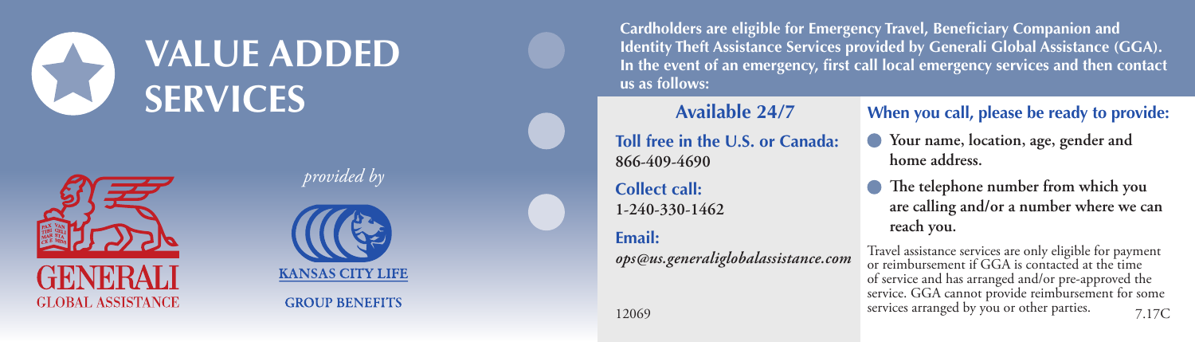# VALUE ADDED SERVICES

GENERALI GLOBAL ASSISTANCE

*provided by*

KANSAS CITY LIFE

GROUP BENEFITS

**Cardholders are eligible for Emergency Travel, Beneficiary Companion and Identity Theft Assistance Services provided by Generali Global Assistance (GGA). In the event of an emergency, first call local emergency services and then contact us as follows:**

## Available 24/7

**Toll free in the U.S. or Canada:**
**866-409-4690**

**Collect call:**
**1-240-330-1462**

**Email:**
***ops@us.generaliglobalassistance.com***

12069

### When you call, please be ready to provide:

- **Your name, location, age, gender and home address.**
- **The telephone number from which you are calling and/or a number where we can reach you.**

Travel assistance services are only eligible for payment or reimbursement if GGA is contacted at the time of service and has arranged and/or pre-approved the service. GGA cannot provide reimbursement for some services arranged by you or other parties.

7.17C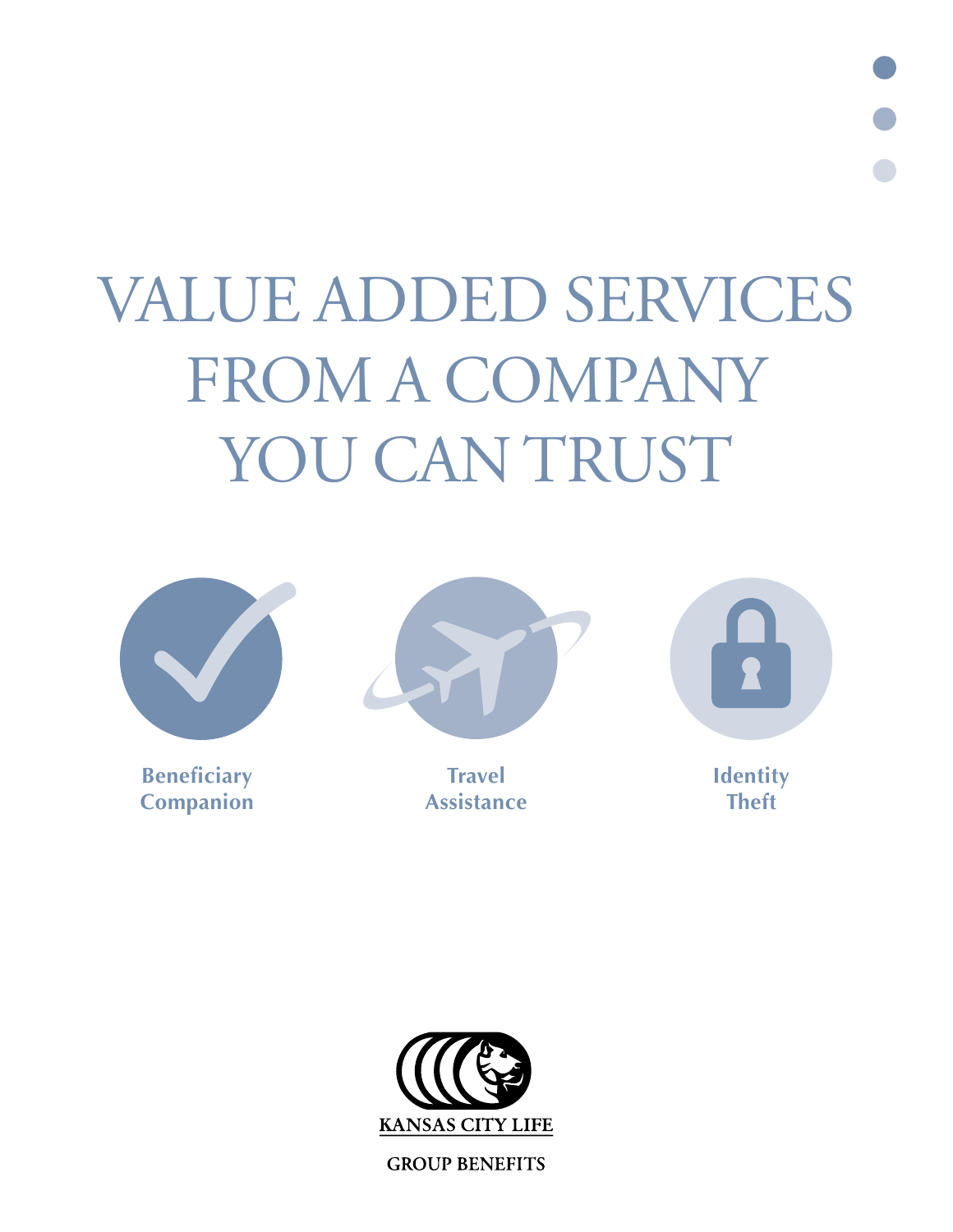# VALUE ADDED SERVICES FROM A COMPANY YOU CAN TRUST

Beneficiary Companion

Travel Assistance

Identity Theft

KANSAS CITY LIFE

GROUP BENEFITS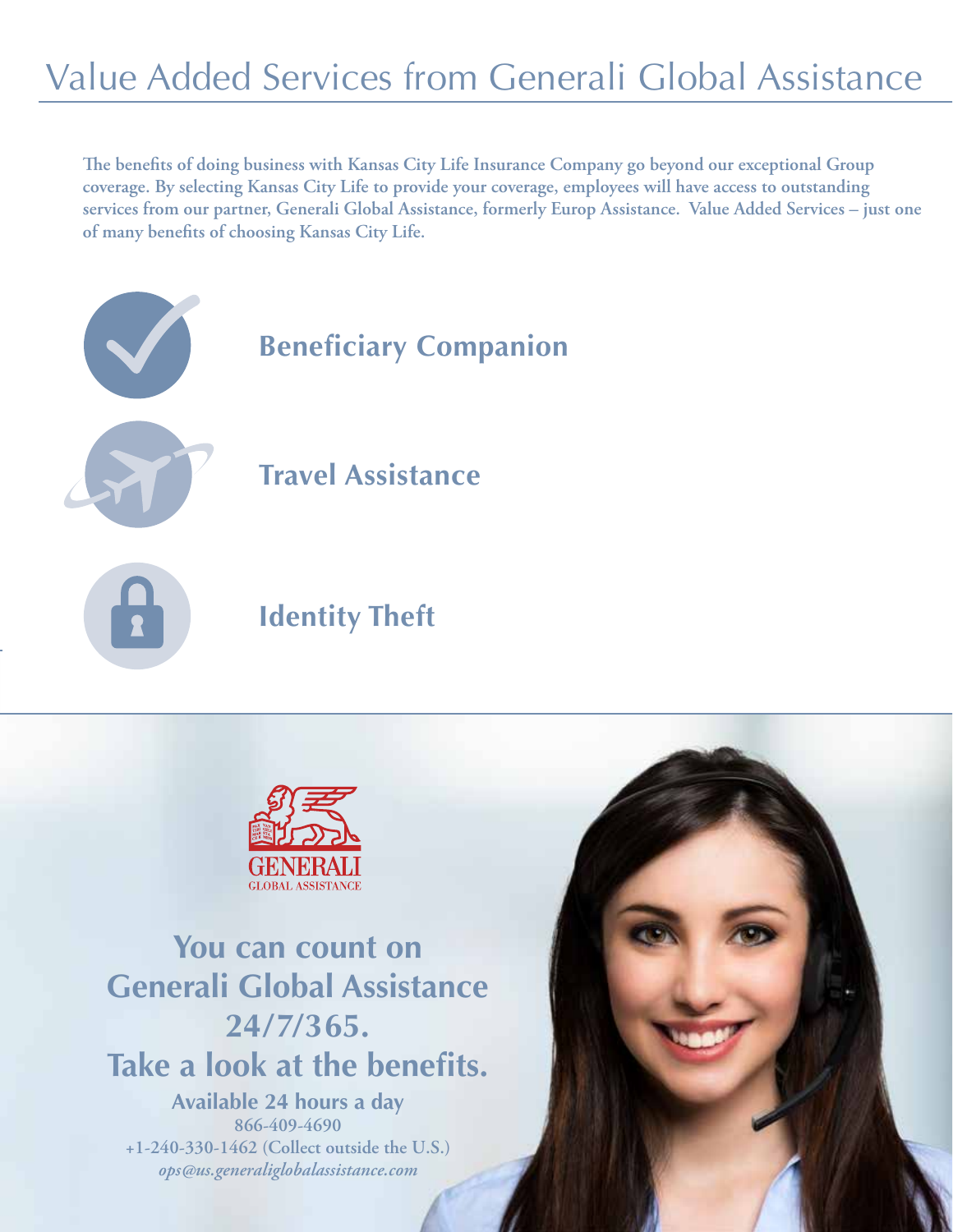# Value Added Services from Generali Global Assistance

**The benefits of doing business with Kansas City Life Insurance Company go beyond our exceptional Group coverage. By selecting Kansas City Life to provide your coverage, employees will have access to outstanding services from our partner, Generali Global Assistance, formerly Europ Assistance. Value Added Services – just one of many benefits of choosing Kansas City Life.**

## Beneficiary Companion

## Travel Assistance

## Identity Theft

GENERALI
GLOBAL ASSISTANCE

## You can count on Generali Global Assistance 24/7/365. Take a look at the benefits.

**Available 24 hours a day**

**866-409-4690**

**+1-240-330-1462 (Collect outside the U.S.)**

***ops@us.generaliglobalassistance.com***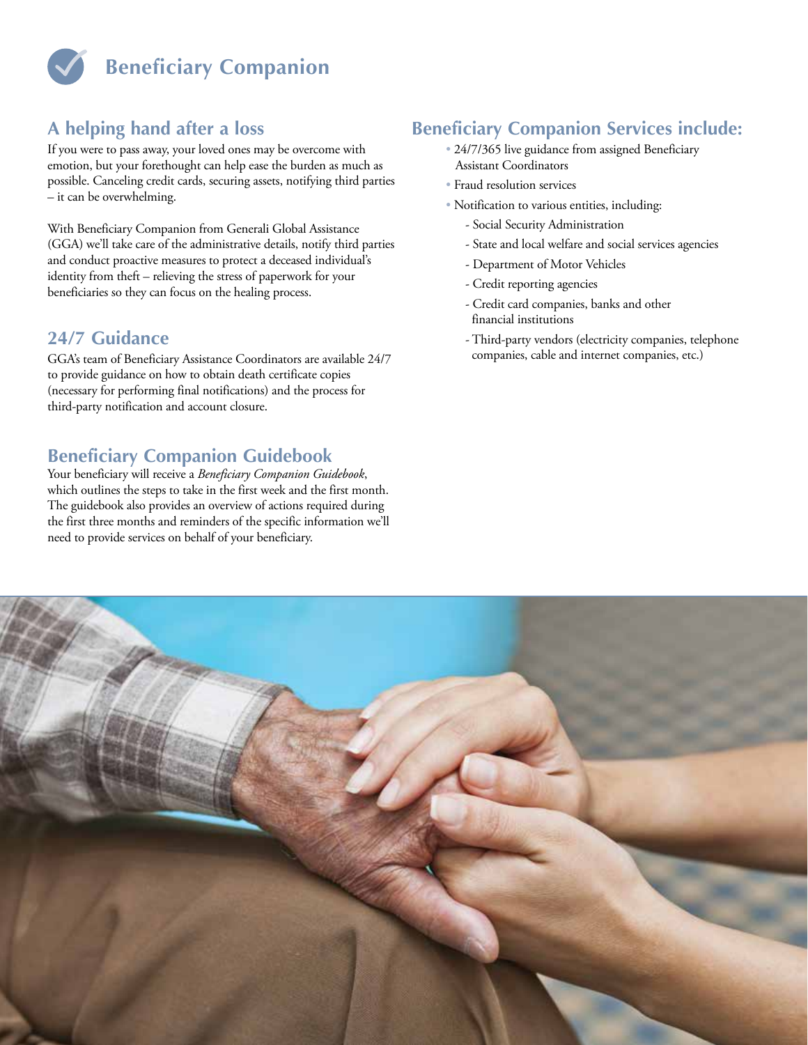# Beneficiary Companion

## A helping hand after a loss

If you were to pass away, your loved ones may be overcome with emotion, but your forethought can help ease the burden as much as possible. Canceling credit cards, securing assets, notifying third parties – it can be overwhelming.

With Beneficiary Companion from Generali Global Assistance (GGA) we'll take care of the administrative details, notify third parties and conduct proactive measures to protect a deceased individual's identity from theft – relieving the stress of paperwork for your beneficiaries so they can focus on the healing process.

## 24/7 Guidance

GGA's team of Beneficiary Assistance Coordinators are available 24/7 to provide guidance on how to obtain death certificate copies (necessary for performing final notifications) and the process for third-party notification and account closure.

## Beneficiary Companion Guidebook

Your beneficiary will receive a *Beneficiary Companion Guidebook*, which outlines the steps to take in the first week and the first month. The guidebook also provides an overview of actions required during the first three months and reminders of the specific information we'll need to provide services on behalf of your beneficiary.

## Beneficiary Companion Services include:

- 24/7/365 live guidance from assigned Beneficiary Assistant Coordinators
- Fraud resolution services
- Notification to various entities, including:
  - Social Security Administration
  - State and local welfare and social services agencies
  - Department of Motor Vehicles
  - Credit reporting agencies
  - Credit card companies, banks and other financial institutions
  - Third-party vendors (electricity companies, telephone companies, cable and internet companies, etc.)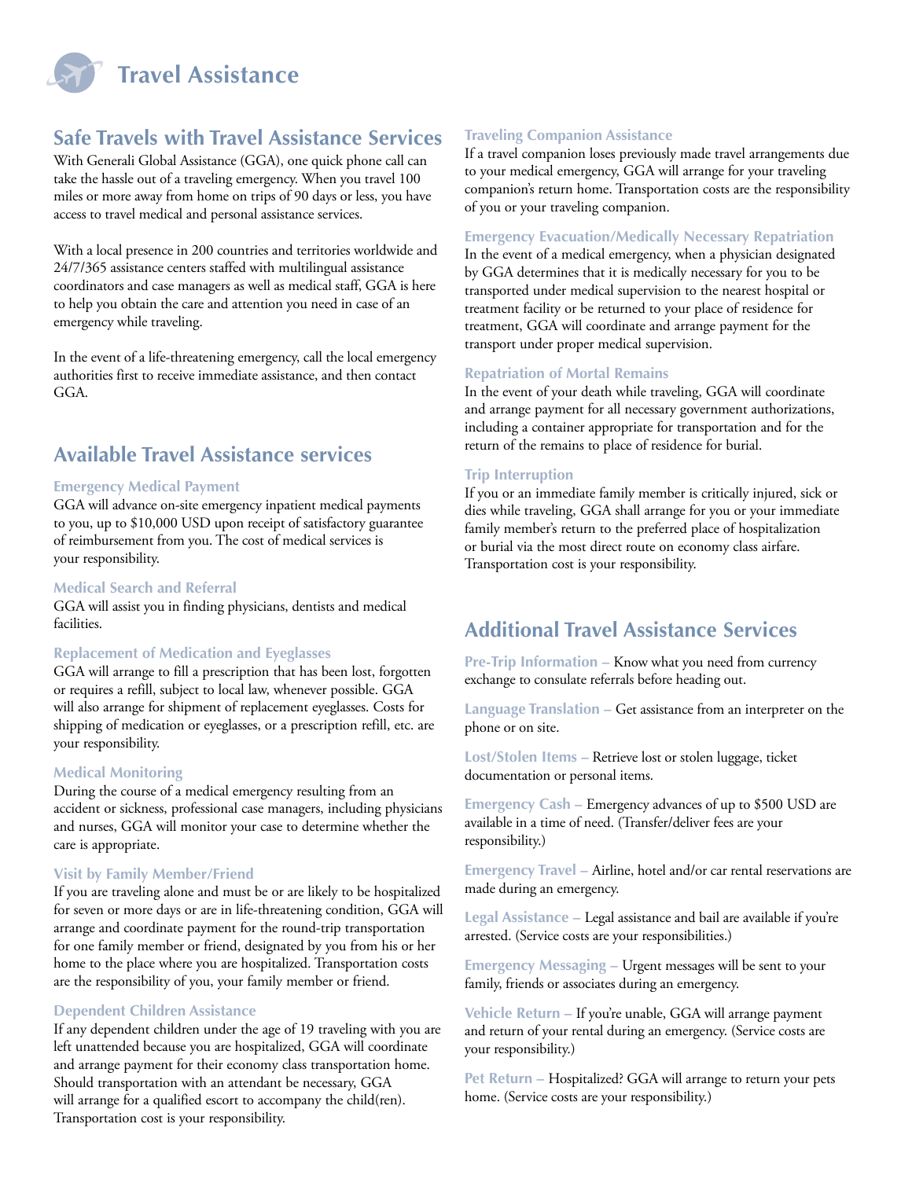# Travel Assistance

## Safe Travels with Travel Assistance Services

With Generali Global Assistance (GGA), one quick phone call can take the hassle out of a traveling emergency. When you travel 100 miles or more away from home on trips of 90 days or less, you have access to travel medical and personal assistance services.

With a local presence in 200 countries and territories worldwide and 24/7/365 assistance centers staffed with multilingual assistance coordinators and case managers as well as medical staff, GGA is here to help you obtain the care and attention you need in case of an emergency while traveling.

In the event of a life-threatening emergency, call the local emergency authorities first to receive immediate assistance, and then contact GGA.

## Available Travel Assistance services

### Emergency Medical Payment

GGA will advance on-site emergency inpatient medical payments to you, up to $10,000 USD upon receipt of satisfactory guarantee of reimbursement from you. The cost of medical services is your responsibility.

### Medical Search and Referral

GGA will assist you in finding physicians, dentists and medical facilities.

### Replacement of Medication and Eyeglasses

GGA will arrange to fill a prescription that has been lost, forgotten or requires a refill, subject to local law, whenever possible. GGA will also arrange for shipment of replacement eyeglasses. Costs for shipping of medication or eyeglasses, or a prescription refill, etc. are your responsibility.

### Medical Monitoring

During the course of a medical emergency resulting from an accident or sickness, professional case managers, including physicians and nurses, GGA will monitor your case to determine whether the care is appropriate.

### Visit by Family Member/Friend

If you are traveling alone and must be or are likely to be hospitalized for seven or more days or are in life-threatening condition, GGA will arrange and coordinate payment for the round-trip transportation for one family member or friend, designated by you from his or her home to the place where you are hospitalized. Transportation costs are the responsibility of you, your family member or friend.

### Dependent Children Assistance

If any dependent children under the age of 19 traveling with you are left unattended because you are hospitalized, GGA will coordinate and arrange payment for their economy class transportation home. Should transportation with an attendant be necessary, GGA will arrange for a qualified escort to accompany the child(ren). Transportation cost is your responsibility.

### Traveling Companion Assistance

If a travel companion loses previously made travel arrangements due to your medical emergency, GGA will arrange for your traveling companion's return home. Transportation costs are the responsibility of you or your traveling companion.

### Emergency Evacuation/Medically Necessary Repatriation

In the event of a medical emergency, when a physician designated by GGA determines that it is medically necessary for you to be transported under medical supervision to the nearest hospital or treatment facility or be returned to your place of residence for treatment, GGA will coordinate and arrange payment for the transport under proper medical supervision.

### Repatriation of Mortal Remains

In the event of your death while traveling, GGA will coordinate and arrange payment for all necessary government authorizations, including a container appropriate for transportation and for the return of the remains to place of residence for burial.

### Trip Interruption

If you or an immediate family member is critically injured, sick or dies while traveling, GGA shall arrange for you or your immediate family member's return to the preferred place of hospitalization or burial via the most direct route on economy class airfare. Transportation cost is your responsibility.

## Additional Travel Assistance Services

**Pre-Trip Information –** Know what you need from currency exchange to consulate referrals before heading out.

**Language Translation –** Get assistance from an interpreter on the phone or on site.

**Lost/Stolen Items –** Retrieve lost or stolen luggage, ticket documentation or personal items.

**Emergency Cash –** Emergency advances of up to $500 USD are available in a time of need. (Transfer/deliver fees are your responsibility.)

**Emergency Travel –** Airline, hotel and/or car rental reservations are made during an emergency.

**Legal Assistance –** Legal assistance and bail are available if you're arrested. (Service costs are your responsibilities.)

**Emergency Messaging –** Urgent messages will be sent to your family, friends or associates during an emergency.

**Vehicle Return –** If you're unable, GGA will arrange payment and return of your rental during an emergency. (Service costs are your responsibility.)

**Pet Return –** Hospitalized? GGA will arrange to return your pets home. (Service costs are your responsibility.)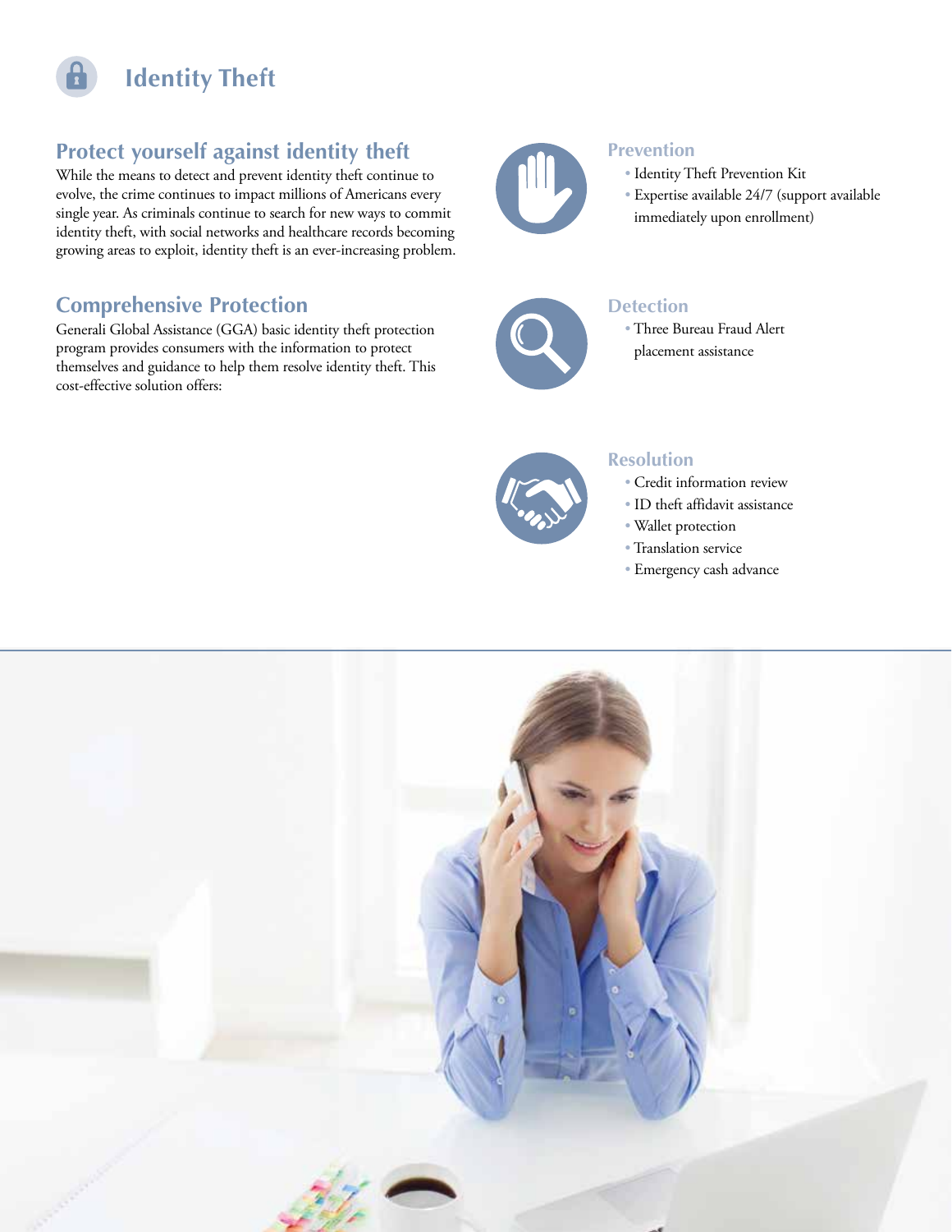# Identity Theft

## Protect yourself against identity theft

While the means to detect and prevent identity theft continue to evolve, the crime continues to impact millions of Americans every single year. As criminals continue to search for new ways to commit identity theft, with social networks and healthcare records becoming growing areas to exploit, identity theft is an ever-increasing problem.

## Comprehensive Protection

Generali Global Assistance (GGA) basic identity theft protection program provides consumers with the information to protect themselves and guidance to help them resolve identity theft. This cost-effective solution offers:

### Prevention

- Identity Theft Prevention Kit
- Expertise available 24/7 (support available immediately upon enrollment)

### Detection

- Three Bureau Fraud Alert placement assistance

### Resolution

- Credit information review
- ID theft affidavit assistance
- Wallet protection
- Translation service
- Emergency cash advance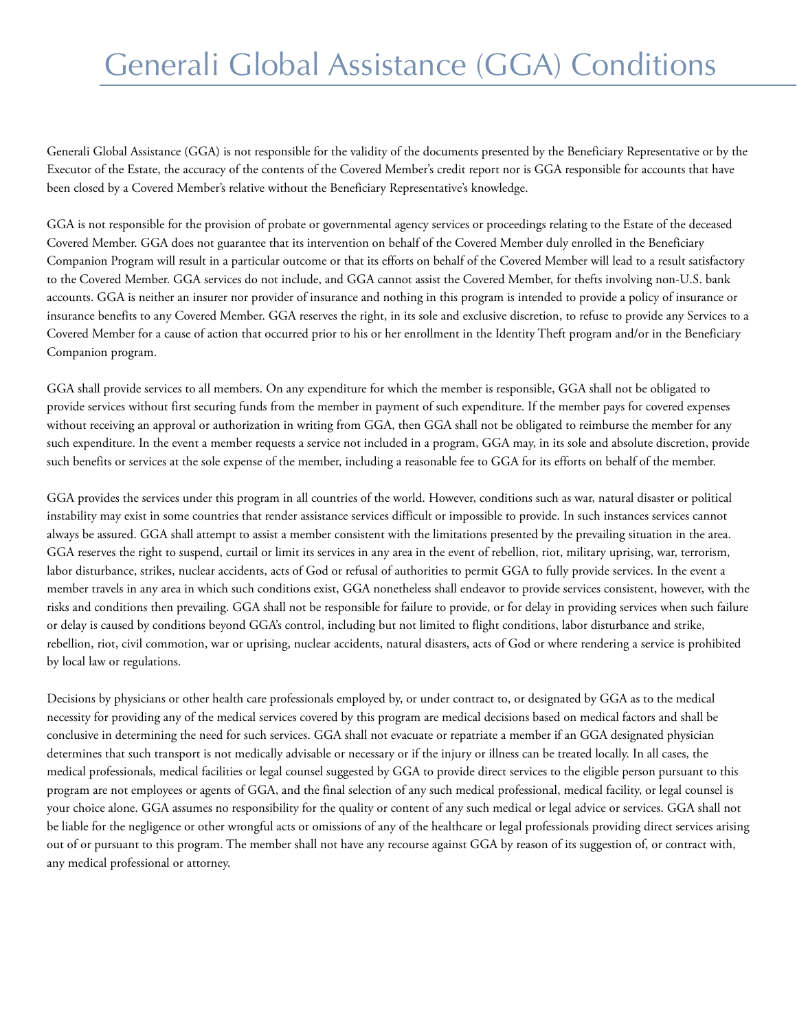# Generali Global Assistance (GGA) Conditions

Generali Global Assistance (GGA) is not responsible for the validity of the documents presented by the Beneficiary Representative or by the Executor of the Estate, the accuracy of the contents of the Covered Member's credit report nor is GGA responsible for accounts that have been closed by a Covered Member's relative without the Beneficiary Representative's knowledge.

GGA is not responsible for the provision of probate or governmental agency services or proceedings relating to the Estate of the deceased Covered Member. GGA does not guarantee that its intervention on behalf of the Covered Member duly enrolled in the Beneficiary Companion Program will result in a particular outcome or that its efforts on behalf of the Covered Member will lead to a result satisfactory to the Covered Member. GGA services do not include, and GGA cannot assist the Covered Member, for thefts involving non-U.S. bank accounts. GGA is neither an insurer nor provider of insurance and nothing in this program is intended to provide a policy of insurance or insurance benefits to any Covered Member. GGA reserves the right, in its sole and exclusive discretion, to refuse to provide any Services to a Covered Member for a cause of action that occurred prior to his or her enrollment in the Identity Theft program and/or in the Beneficiary Companion program.

GGA shall provide services to all members. On any expenditure for which the member is responsible, GGA shall not be obligated to provide services without first securing funds from the member in payment of such expenditure. If the member pays for covered expenses without receiving an approval or authorization in writing from GGA, then GGA shall not be obligated to reimburse the member for any such expenditure. In the event a member requests a service not included in a program, GGA may, in its sole and absolute discretion, provide such benefits or services at the sole expense of the member, including a reasonable fee to GGA for its efforts on behalf of the member.

GGA provides the services under this program in all countries of the world. However, conditions such as war, natural disaster or political instability may exist in some countries that render assistance services difficult or impossible to provide. In such instances services cannot always be assured. GGA shall attempt to assist a member consistent with the limitations presented by the prevailing situation in the area. GGA reserves the right to suspend, curtail or limit its services in any area in the event of rebellion, riot, military uprising, war, terrorism, labor disturbance, strikes, nuclear accidents, acts of God or refusal of authorities to permit GGA to fully provide services. In the event a member travels in any area in which such conditions exist, GGA nonetheless shall endeavor to provide services consistent, however, with the risks and conditions then prevailing. GGA shall not be responsible for failure to provide, or for delay in providing services when such failure or delay is caused by conditions beyond GGA's control, including but not limited to flight conditions, labor disturbance and strike, rebellion, riot, civil commotion, war or uprising, nuclear accidents, natural disasters, acts of God or where rendering a service is prohibited by local law or regulations.

Decisions by physicians or other health care professionals employed by, or under contract to, or designated by GGA as to the medical necessity for providing any of the medical services covered by this program are medical decisions based on medical factors and shall be conclusive in determining the need for such services. GGA shall not evacuate or repatriate a member if an GGA designated physician determines that such transport is not medically advisable or necessary or if the injury or illness can be treated locally. In all cases, the medical professionals, medical facilities or legal counsel suggested by GGA to provide direct services to the eligible person pursuant to this program are not employees or agents of GGA, and the final selection of any such medical professional, medical facility, or legal counsel is your choice alone. GGA assumes no responsibility for the quality or content of any such medical or legal advice or services. GGA shall not be liable for the negligence or other wrongful acts or omissions of any of the healthcare or legal professionals providing direct services arising out of or pursuant to this program. The member shall not have any recourse against GGA by reason of its suggestion of, or contract with, any medical professional or attorney.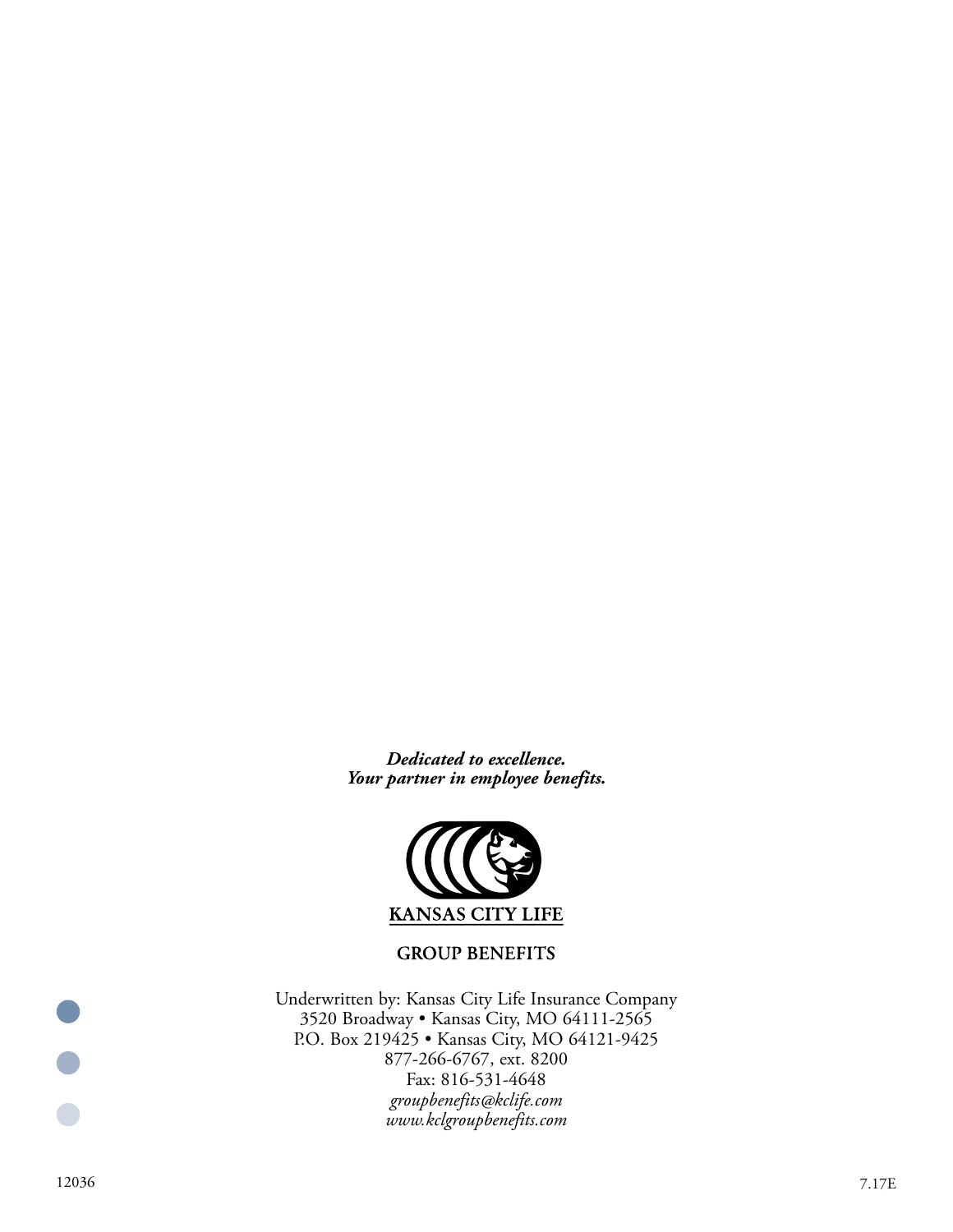***Dedicated to excellence.***
***Your partner in employee benefits.***

**KANSAS CITY LIFE**

**GROUP BENEFITS**

Underwritten by: Kansas City Life Insurance Company
3520 Broadway • Kansas City, MO 64111-2565
P.O. Box 219425 • Kansas City, MO 64121-9425
877-266-6767, ext. 8200
Fax: 816-531-4648
*groupbenefits@kclife.com*
*www.kclgroupbenefits.com*

12036

7.17E